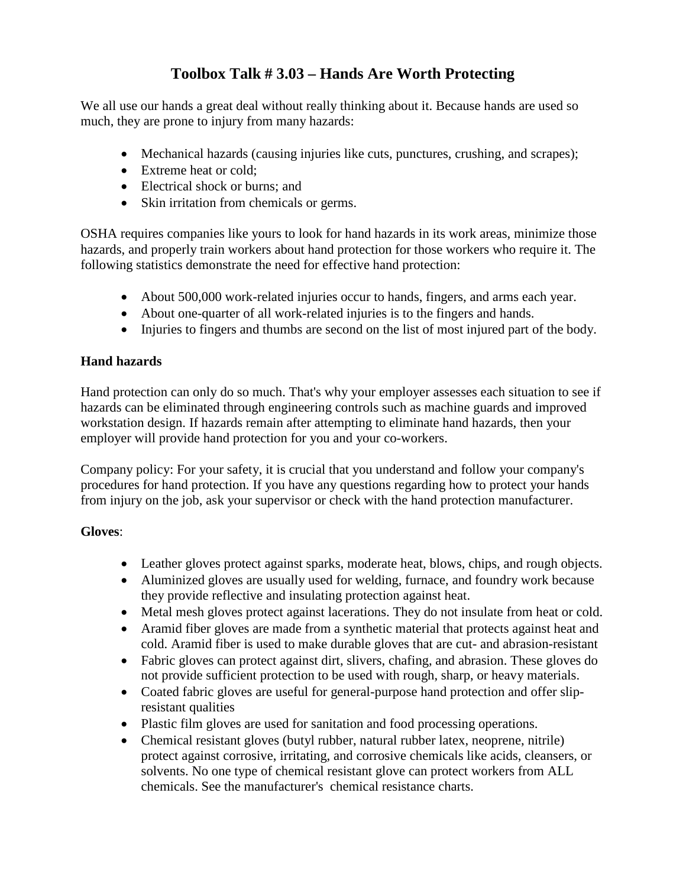# Toolbox Talk # 3.03 – Hands Are Worth Protecting

We all use our hands a great deal without really thinking about it. Because hands are used so much, they are prone to injury from many hazards:

- Mechanical hazards (causing injuries like cuts, punctures, crushing, and scrapes);
- Extreme heat or cold;
- Electrical shock or burns; and
- Skin irritation from chemicals or germs.

OSHA requires companies like yours to look for hand hazards in its work areas, minimize those hazards, and properly train workers about hand protection for those workers who require it. The following statistics demonstrate the need for effective hand protection:

- About 500,000 work-related injuries occur to hands, fingers, and arms each year.
- About one-quarter of all work-related injuries is to the fingers and hands.
- Injuries to fingers and thumbs are second on the list of most injured part of the body.

**Hand hazards**

Hand protection can only do so much. That's why your employer assesses each situation to see if hazards can be eliminated through engineering controls such as machine guards and improved workstation design. If hazards remain after attempting to eliminate hand hazards, then your employer will provide hand protection for you and your co-workers.

Company policy: For your safety, it is crucial that you understand and follow your company's procedures for hand protection. If you have any questions regarding how to protect your hands from injury on the job, ask your supervisor or check with the hand protection manufacturer.

**Gloves**:

- Leather gloves protect against sparks, moderate heat, blows, chips, and rough objects.
- Aluminized gloves are usually used for welding, furnace, and foundry work because they provide reflective and insulating protection against heat.
- Metal mesh gloves protect against lacerations. They do not insulate from heat or cold.
- Aramid fiber gloves are made from a synthetic material that protects against heat and cold. Aramid fiber is used to make durable gloves that are cut- and abrasion-resistant
- Fabric gloves can protect against dirt, slivers, chafing, and abrasion. These gloves do not provide sufficient protection to be used with rough, sharp, or heavy materials.
- Coated fabric gloves are useful for general-purpose hand protection and offer slip-resistant qualities
- Plastic film gloves are used for sanitation and food processing operations.
- Chemical resistant gloves (butyl rubber, natural rubber latex, neoprene, nitrile) protect against corrosive, irritating, and corrosive chemicals like acids, cleansers, or solvents. No one type of chemical resistant glove can protect workers from ALL chemicals. See the manufacturer's chemical resistance charts.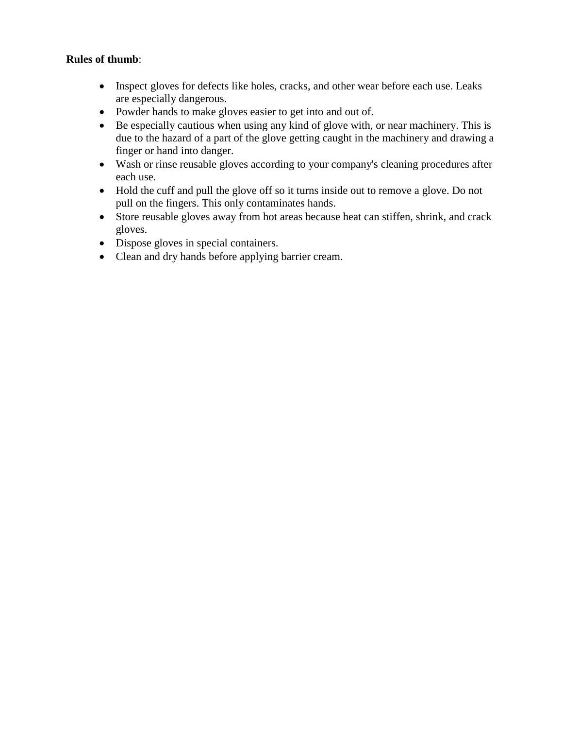**Rules of thumb**:

- Inspect gloves for defects like holes, cracks, and other wear before each use. Leaks are especially dangerous.
- Powder hands to make gloves easier to get into and out of.
- Be especially cautious when using any kind of glove with, or near machinery. This is due to the hazard of a part of the glove getting caught in the machinery and drawing a finger or hand into danger.
- Wash or rinse reusable gloves according to your company's cleaning procedures after each use.
- Hold the cuff and pull the glove off so it turns inside out to remove a glove. Do not pull on the fingers. This only contaminates hands.
- Store reusable gloves away from hot areas because heat can stiffen, shrink, and crack gloves.
- Dispose gloves in special containers.
- Clean and dry hands before applying barrier cream.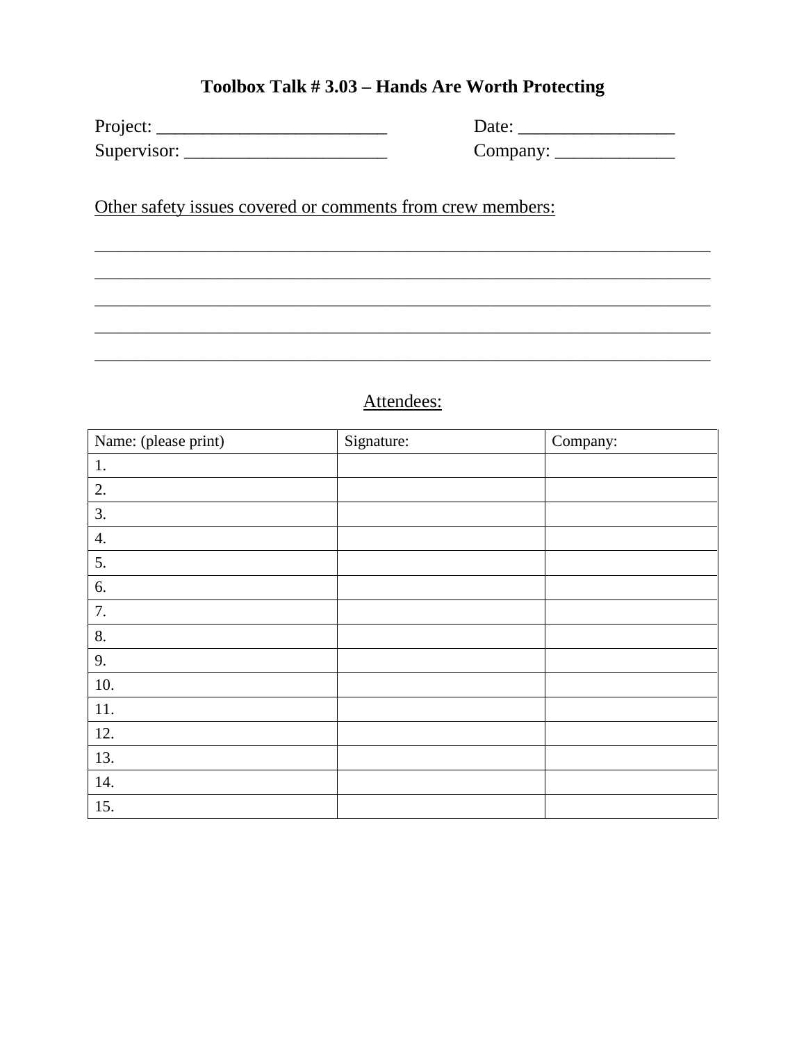## Toolbox Talk # 3.03 – Hands Are Worth Protecting

Project: _________________________ Date: _________________

Supervisor: ______________________ Company: _____________

Other safety issues covered or comments from crew members:

___________________________________________________________________________

___________________________________________________________________________

___________________________________________________________________________

___________________________________________________________________________

___________________________________________________________________________

Attendees:

| Name: (please print) | Signature: | Company: |
| --- | --- | --- |
| 1. | | |
| 2. | | |
| 3. | | |
| 4. | | |
| 5. | | |
| 6. | | |
| 7. | | |
| 8. | | |
| 9. | | |
| 10. | | |
| 11. | | |
| 12. | | |
| 13. | | |
| 14. | | |
| 15. | | |